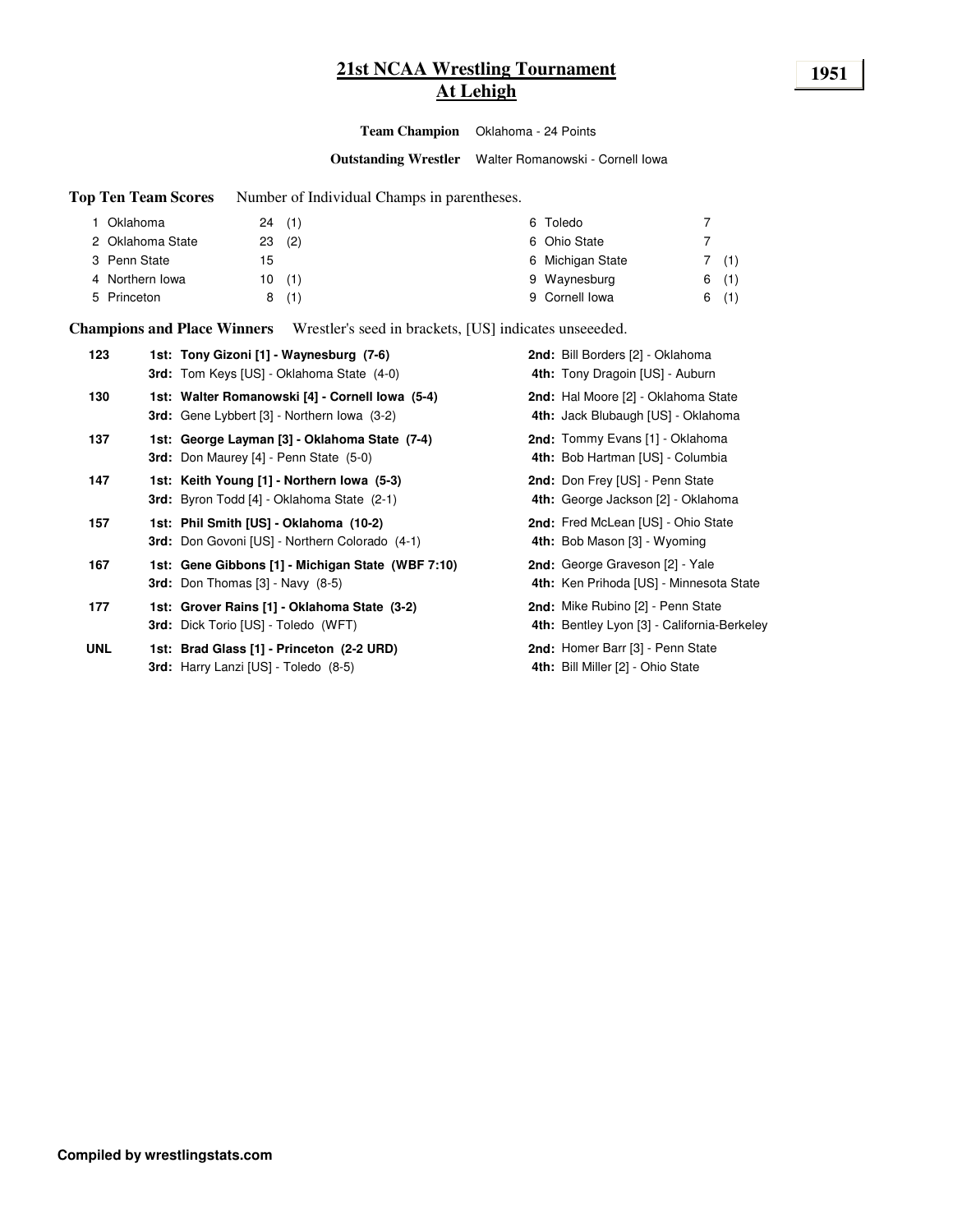# 21st NCAA Wrestling Tournament
## At Lehigh

**1951**

**Team Champion** Oklahoma - 24 Points

**Outstanding Wrestler** Walter Romanowski - Cornell Iowa

**Top Ten Team Scores** Number of Individual Champs in parentheses.

| Rank | Team | Points | Champs |
|---|---|---|---|
| 1 | Oklahoma | 24 | (1) |
| 2 | Oklahoma State | 23 | (2) |
| 3 | Penn State | 15 | |
| 4 | Northern Iowa | 10 | (1) |
| 5 | Princeton | 8 | (1) |
| 6 | Toledo | 7 | |
| 6 | Ohio State | 7 | |
| 6 | Michigan State | 7 | (1) |
| 9 | Waynesburg | 6 | (1) |
| 9 | Cornell Iowa | 6 | (1) |

**Champions and Place Winners** Wrestler's seed in brackets, [US] indicates unseeeded.

| Weight | Place | Wrestler | Place | Wrestler |
|---|---|---|---|---|
| 123 | **1st:** | **Tony Gizoni [1] - Waynesburg (7-6)** | **2nd:** | Bill Borders [2] - Oklahoma |
| | **3rd:** | Tom Keys [US] - Oklahoma State (4-0) | **4th:** | Tony Dragoin [US] - Auburn |
| 130 | **1st:** | **Walter Romanowski [4] - Cornell Iowa (5-4)** | **2nd:** | Hal Moore [2] - Oklahoma State |
| | **3rd:** | Gene Lybbert [3] - Northern Iowa (3-2) | **4th:** | Jack Blubaugh [US] - Oklahoma |
| 137 | **1st:** | **George Layman [3] - Oklahoma State (7-4)** | **2nd:** | Tommy Evans [1] - Oklahoma |
| | **3rd:** | Don Maurey [4] - Penn State (5-0) | **4th:** | Bob Hartman [US] - Columbia |
| 147 | **1st:** | **Keith Young [1] - Northern Iowa (5-3)** | **2nd:** | Don Frey [US] - Penn State |
| | **3rd:** | Byron Todd [4] - Oklahoma State (2-1) | **4th:** | George Jackson [2] - Oklahoma |
| 157 | **1st:** | **Phil Smith [US] - Oklahoma (10-2)** | **2nd:** | Fred McLean [US] - Ohio State |
| | **3rd:** | Don Govoni [US] - Northern Colorado (4-1) | **4th:** | Bob Mason [3] - Wyoming |
| 167 | **1st:** | **Gene Gibbons [1] - Michigan State (WBF 7:10)** | **2nd:** | George Graveson [2] - Yale |
| | **3rd:** | Don Thomas [3] - Navy (8-5) | **4th:** | Ken Prihoda [US] - Minnesota State |
| 177 | **1st:** | **Grover Rains [1] - Oklahoma State (3-2)** | **2nd:** | Mike Rubino [2] - Penn State |
| | **3rd:** | Dick Torio [US] - Toledo (WFT) | **4th:** | Bentley Lyon [3] - California-Berkeley |
| UNL | **1st:** | **Brad Glass [1] - Princeton (2-2 URD)** | **2nd:** | Homer Barr [3] - Penn State |
| | **3rd:** | Harry Lanzi [US] - Toledo (8-5) | **4th:** | Bill Miller [2] - Ohio State |

**Compiled by wrestlingstats.com**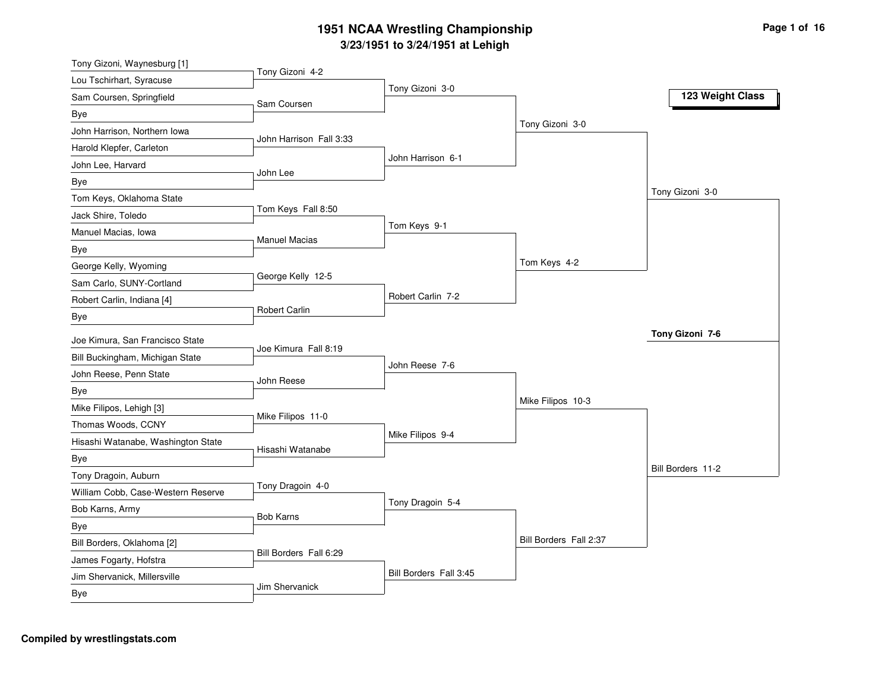# 1951 NCAA Wrestling Championship

## 3/23/1951 to 3/24/1951 at Lehigh

### 123 Weight Class

**First Round**

- Tony Gizoni, Waynesburg [1] vs. Lou Tschirhart, Syracuse — Tony Gizoni 4-2
- Sam Coursen, Springfield vs. Bye — Sam Coursen
- John Harrison, Northern Iowa vs. Harold Klepfer, Carleton — John Harrison Fall 3:33
- John Lee, Harvard vs. Bye — John Lee
- Tom Keys, Oklahoma State vs. Jack Shire, Toledo — Tom Keys Fall 8:50
- Manuel Macias, Iowa vs. Bye — Manuel Macias
- George Kelly, Wyoming vs. Sam Carlo, SUNY-Cortland — George Kelly 12-5
- Robert Carlin, Indiana [4] vs. Bye — Robert Carlin
- Joe Kimura, San Francisco State vs. Bill Buckingham, Michigan State — Joe Kimura Fall 8:19
- John Reese, Penn State vs. Bye — John Reese
- Mike Filipos, Lehigh [3] vs. Thomas Woods, CCNY — Mike Filipos 11-0
- Hisashi Watanabe, Washington State vs. Bye — Hisashi Watanabe
- Tony Dragoin, Auburn vs. William Cobb, Case-Western Reserve — Tony Dragoin 4-0
- Bob Karns, Army vs. Bye — Bob Karns
- Bill Borders, Oklahoma [2] vs. James Fogarty, Hofstra — Bill Borders Fall 6:29
- Jim Shervanick, Millersville vs. Bye — Jim Shervanick

**Second Round**

- Tony Gizoni 3-0
- John Harrison 6-1
- Tom Keys 9-1
- Robert Carlin 7-2
- John Reese 7-6
- Mike Filipos 9-4
- Tony Dragoin 5-4
- Bill Borders Fall 3:45

**Quarterfinals**

- Tony Gizoni 3-0
- Tom Keys 4-2
- Mike Filipos 10-3
- Bill Borders Fall 2:37

**Semifinals**

- Tony Gizoni 3-0
- Bill Borders 11-2

**Championship**

- **Tony Gizoni 7-6**

**Compiled by wrestlingstats.com**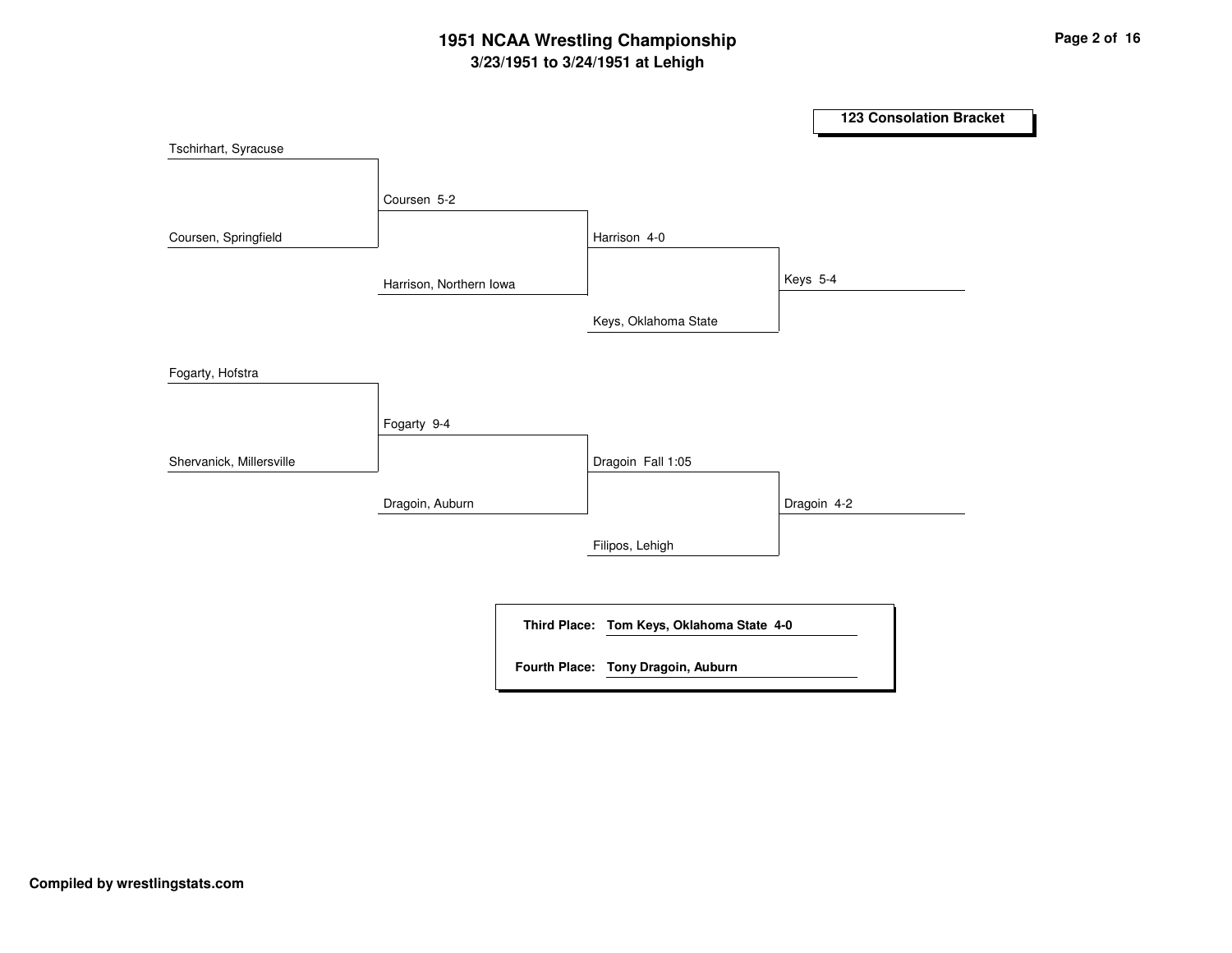# 1951 NCAA Wrestling Championship

## 3/23/1951 to 3/24/1951 at Lehigh

### 123 Consolation Bracket

Tschirhart, Syracuse

Coursen, Springfield

Coursen 5-2

Harrison, Northern Iowa

Harrison 4-0

Keys, Oklahoma State

Keys 5-4

Fogarty, Hofstra

Shervanick, Millersville

Fogarty 9-4

Dragoin, Auburn

Dragoin Fall 1:05

Filipos, Lehigh

Dragoin 4-2

**Third Place:** **Tom Keys, Oklahoma State 4-0**

**Fourth Place:** **Tony Dragoin, Auburn**

**Compiled by wrestlingstats.com**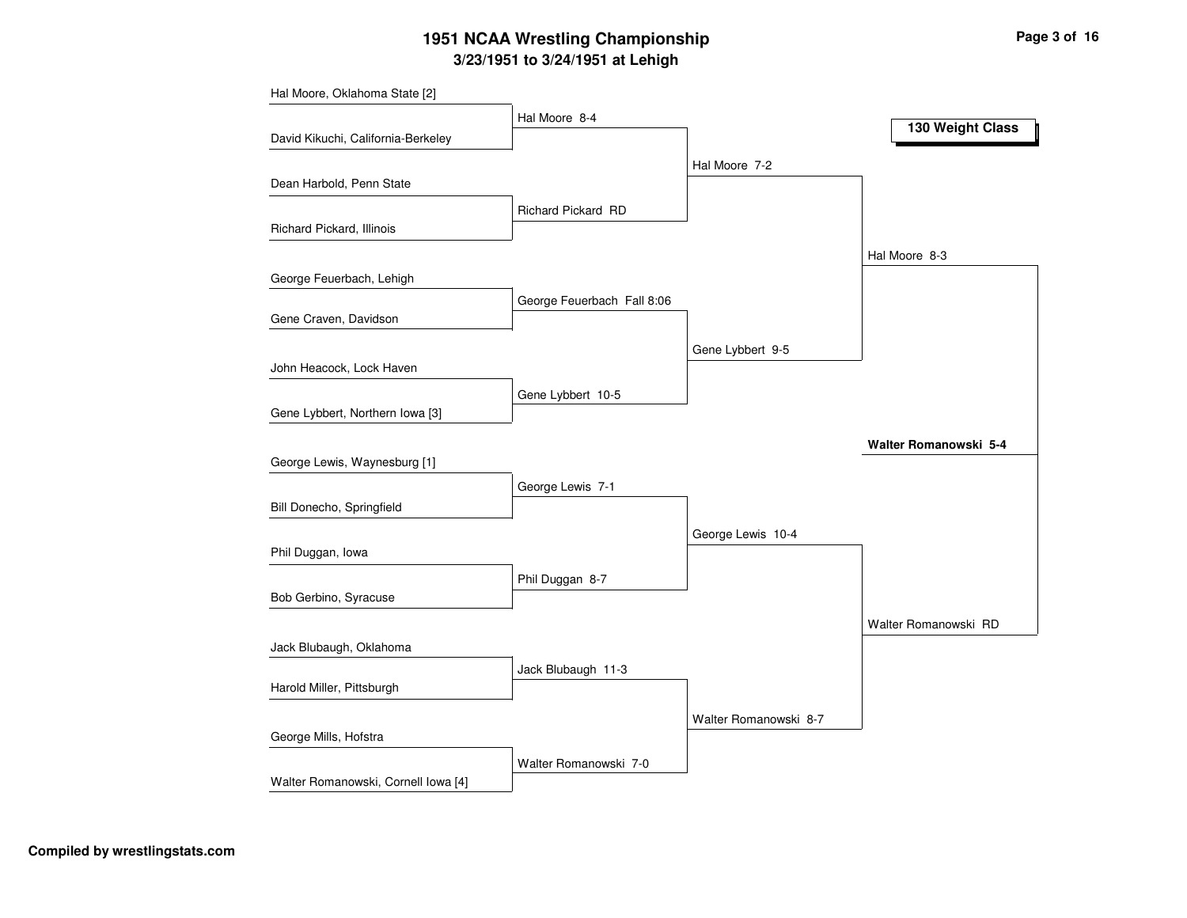# 1951 NCAA Wrestling Championship

## 3/23/1951 to 3/24/1951 at Lehigh

### 130 Weight Class

**First Round**

- Hal Moore, Oklahoma State [2] vs. David Kikuchi, California-Berkeley — Hal Moore 8-4
- Dean Harbold, Penn State vs. Richard Pickard, Illinois — Richard Pickard RD
- George Feuerbach, Lehigh vs. Gene Craven, Davidson — George Feuerbach Fall 8:06
- John Heacock, Lock Haven vs. Gene Lybbert, Northern Iowa [3] — Gene Lybbert 10-5
- George Lewis, Waynesburg [1] vs. Bill Donecho, Springfield — George Lewis 7-1
- Phil Duggan, Iowa vs. Bob Gerbino, Syracuse — Phil Duggan 8-7
- Jack Blubaugh, Oklahoma vs. Harold Miller, Pittsburgh — Jack Blubaugh 11-3
- George Mills, Hofstra vs. Walter Romanowski, Cornell Iowa [4] — Walter Romanowski 7-0

**Quarterfinals**

- Hal Moore 7-2
- Gene Lybbert 9-5
- George Lewis 10-4
- Walter Romanowski 8-7

**Semifinals**

- Hal Moore 8-3
- Walter Romanowski RD

**Final**

- **Walter Romanowski 5-4**

**Compiled by wrestlingstats.com**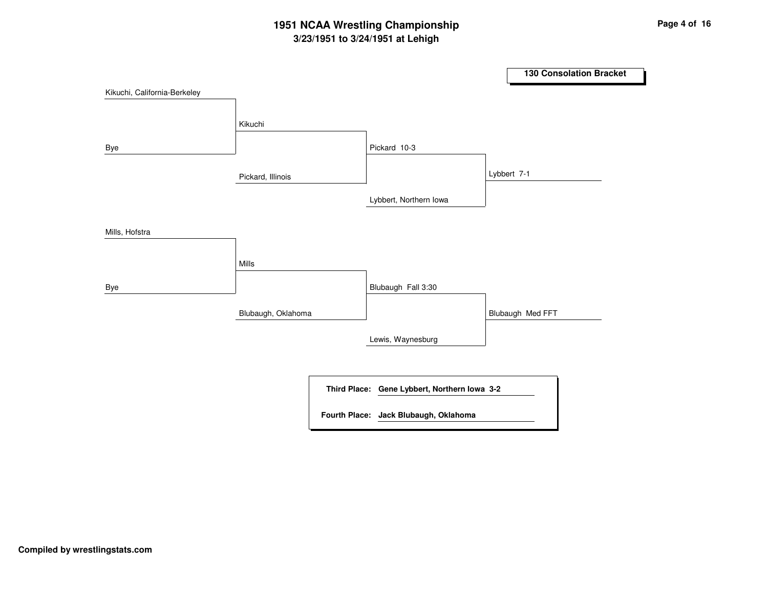# 1951 NCAA Wrestling Championship

**3/23/1951 to 3/24/1951 at Lehigh**

## 130 Consolation Bracket

| Round 1 | Round 2 | Round 3 | Round 4 |
|---|---|---|---|
| Kikuchi, California-Berkeley | Kikuchi | Pickard 10-3 | Lybbert 7-1 |
| Bye | Pickard, Illinois | Lybbert, Northern Iowa | |
| Mills, Hofstra | Mills | Blubaugh Fall 3:30 | Blubaugh Med FFT |
| Bye | Blubaugh, Oklahoma | Lewis, Waynesburg | |

**Third Place:** **Gene Lybbert, Northern Iowa 3-2**

**Fourth Place:** **Jack Blubaugh, Oklahoma**

**Compiled by wrestlingstats.com**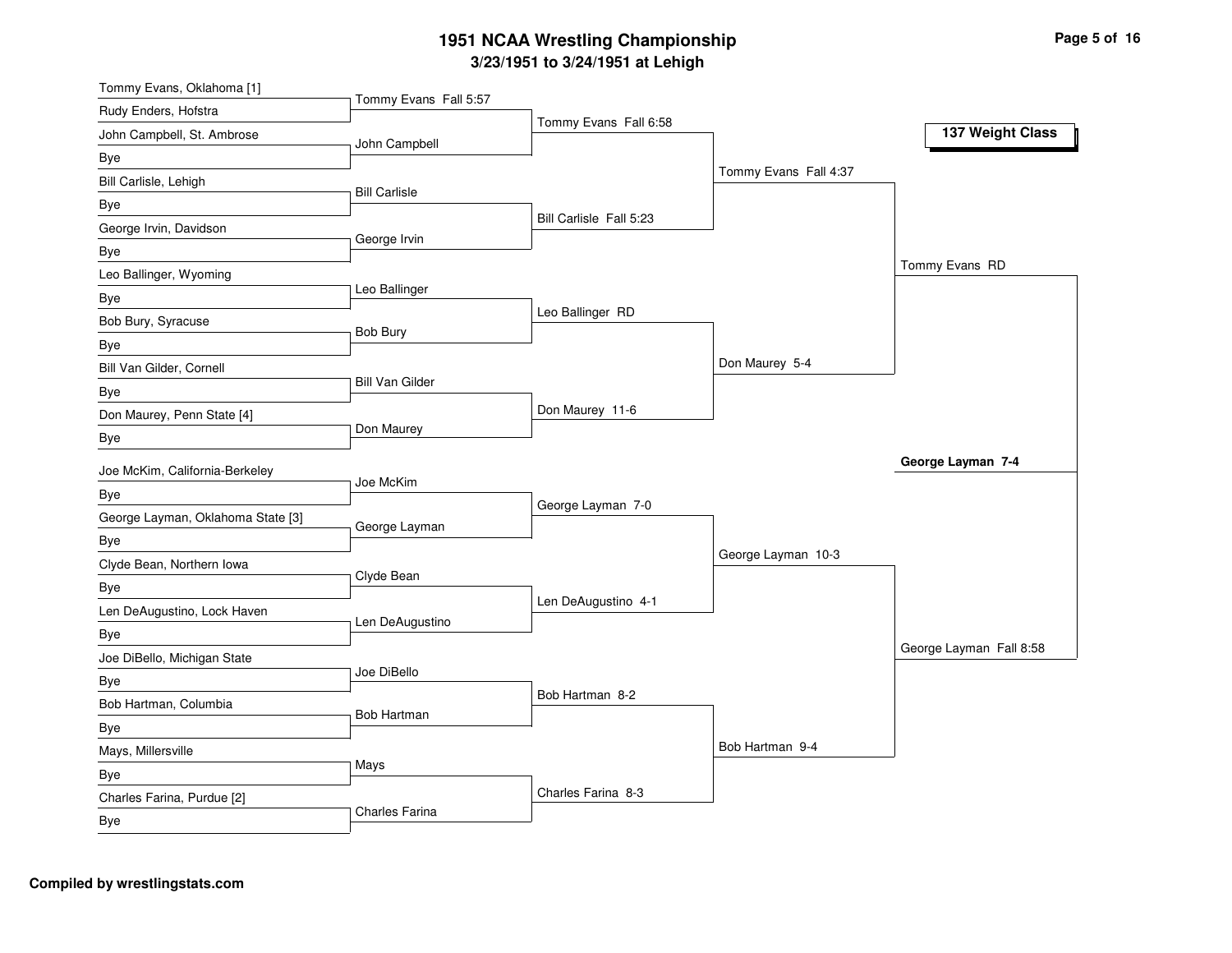# 1951 NCAA Wrestling Championship

## 3/23/1951 to 3/24/1951 at Lehigh

### 137 Weight Class

**First Round**

- Tommy Evans, Oklahoma [1] vs. Rudy Enders, Hofstra — Tommy Evans Fall 5:57
- John Campbell, St. Ambrose vs. Bye — John Campbell
- Bill Carlisle, Lehigh vs. Bye — Bill Carlisle
- George Irvin, Davidson vs. Bye — George Irvin
- Leo Ballinger, Wyoming vs. Bye — Leo Ballinger
- Bob Bury, Syracuse vs. Bye — Bob Bury
- Bill Van Gilder, Cornell vs. Bye — Bill Van Gilder
- Don Maurey, Penn State [4] vs. Bye — Don Maurey
- Joe McKim, California-Berkeley vs. Bye — Joe McKim
- George Layman, Oklahoma State [3] vs. Bye — George Layman
- Clyde Bean, Northern Iowa vs. Bye — Clyde Bean
- Len DeAugustino, Lock Haven vs. Bye — Len DeAugustino
- Joe DiBello, Michigan State vs. Bye — Joe DiBello
- Bob Hartman, Columbia vs. Bye — Bob Hartman
- Mays, Millersville vs. Bye — Mays
- Charles Farina, Purdue [2] vs. Bye — Charles Farina

**Second Round**

- Tommy Evans Fall 6:58
- Bill Carlisle Fall 5:23
- Leo Ballinger RD
- Don Maurey 11-6
- George Layman 7-0
- Len DeAugustino 4-1
- Bob Hartman 8-2
- Charles Farina 8-3

**Quarterfinals**

- Tommy Evans Fall 4:37
- Don Maurey 5-4
- George Layman 10-3
- Bob Hartman 9-4

**Semifinals**

- Tommy Evans RD
- George Layman Fall 8:58

**Final**

- **George Layman 7-4**

**Compiled by wrestlingstats.com**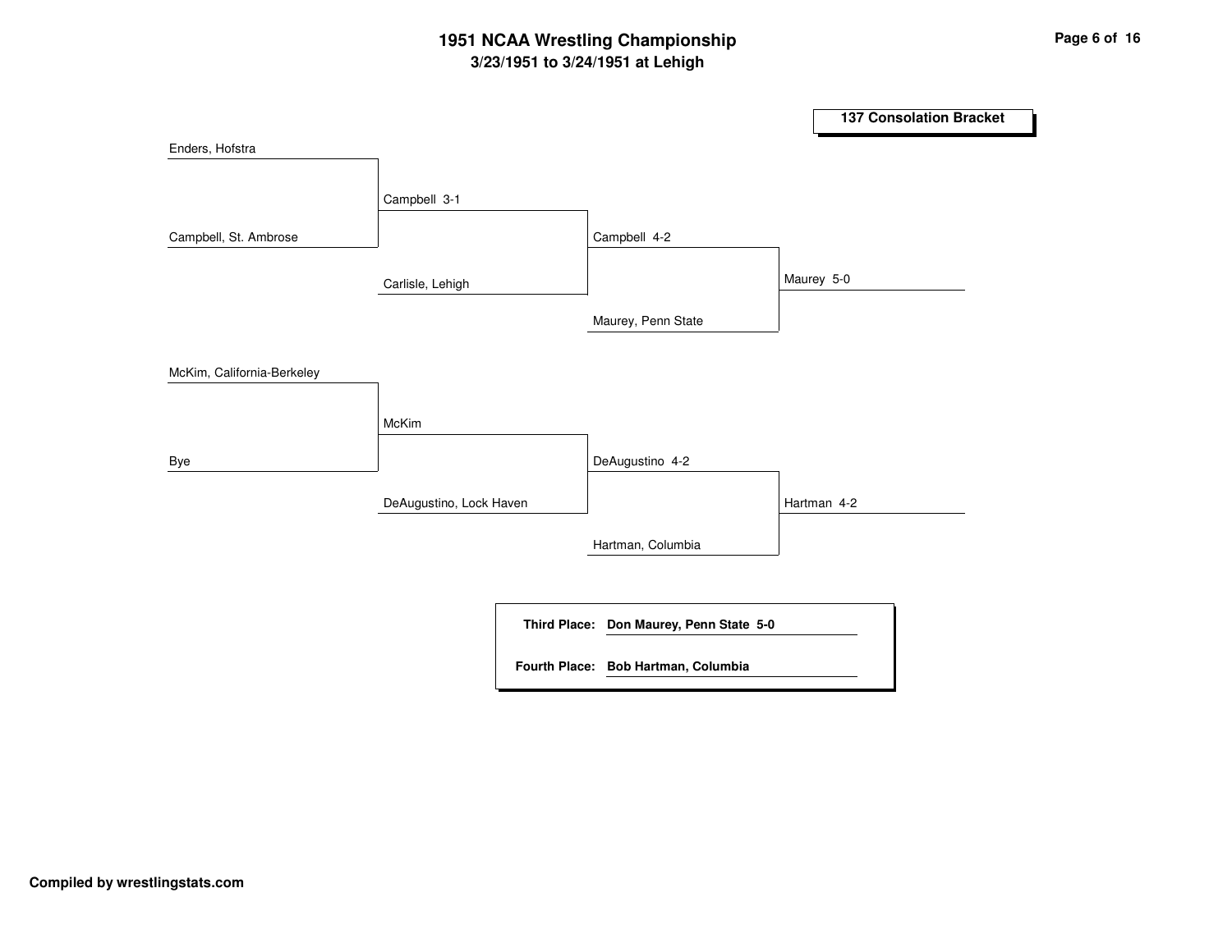# 1951 NCAA Wrestling Championship

## 3/23/1951 to 3/24/1951 at Lehigh

### 137 Consolation Bracket

| Round 1 | Round 2 | Round 3 | Final |
|---|---|---|---|
| Enders, Hofstra | | | |
| Campbell, St. Ambrose | Campbell 3-1 | | |
| | Carlisle, Lehigh | Campbell 4-2 | |
| | | Maurey, Penn State | Maurey 5-0 |
| McKim, California-Berkeley | | | |
| Bye | McKim | | |
| | DeAugustino, Lock Haven | DeAugustino 4-2 | |
| | | Hartman, Columbia | Hartman 4-2 |

**Third Place:** **Don Maurey, Penn State 5-0**

**Fourth Place:** **Bob Hartman, Columbia**

**Compiled by wrestlingstats.com**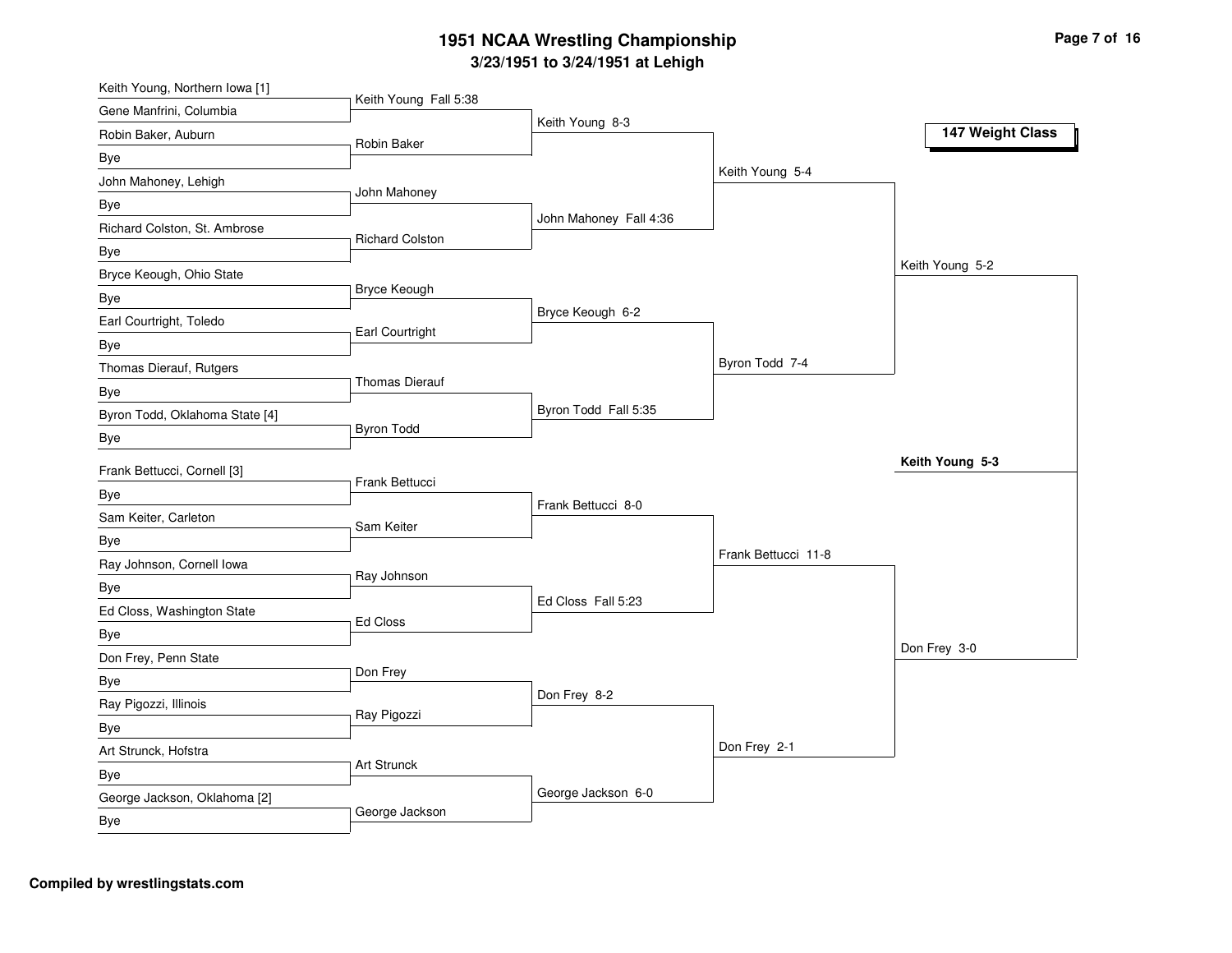# 1951 NCAA Wrestling Championship

## 3/23/1951 to 3/24/1951 at Lehigh

### 147 Weight Class

**First Round**

- Keith Young, Northern Iowa [1] vs. Gene Manfrini, Columbia — Keith Young Fall 5:38
- Robin Baker, Auburn vs. Bye — Robin Baker
- John Mahoney, Lehigh vs. Bye — John Mahoney
- Richard Colston, St. Ambrose vs. Bye — Richard Colston
- Bryce Keough, Ohio State vs. Bye — Bryce Keough
- Earl Courtright, Toledo vs. Bye — Earl Courtright
- Thomas Dierauf, Rutgers vs. Bye — Thomas Dierauf
- Byron Todd, Oklahoma State [4] vs. Bye — Byron Todd
- Frank Bettucci, Cornell [3] vs. Bye — Frank Bettucci
- Sam Keiter, Carleton vs. Bye — Sam Keiter
- Ray Johnson, Cornell Iowa vs. Bye — Ray Johnson
- Ed Closs, Washington State vs. Bye — Ed Closs
- Don Frey, Penn State vs. Bye — Don Frey
- Ray Pigozzi, Illinois vs. Bye — Ray Pigozzi
- Art Strunck, Hofstra vs. Bye — Art Strunck
- George Jackson, Oklahoma [2] vs. Bye — George Jackson

**Second Round**

- Keith Young 8-3
- John Mahoney Fall 4:36
- Bryce Keough 6-2
- Byron Todd Fall 5:35
- Frank Bettucci 8-0
- Ed Closs Fall 5:23
- Don Frey 8-2
- George Jackson 6-0

**Quarterfinals**

- Keith Young 5-4
- Byron Todd 7-4
- Frank Bettucci 11-8
- Don Frey 2-1

**Semifinals**

- Keith Young 5-2
- Don Frey 3-0

**Final**

- **Keith Young 5-3**

**Compiled by wrestlingstats.com**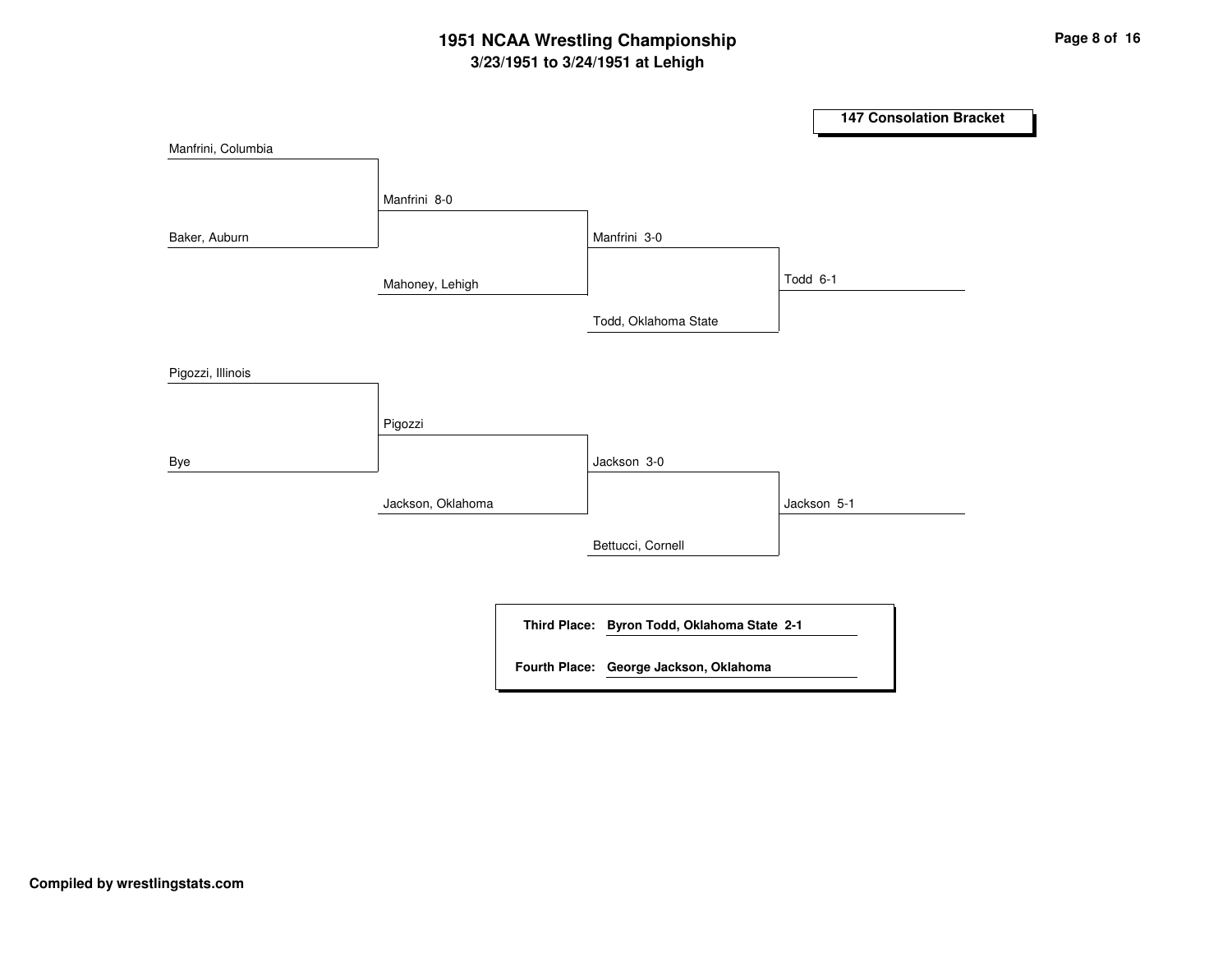# 1951 NCAA Wrestling Championship

## 3/23/1951 to 3/24/1951 at Lehigh

### 147 Consolation Bracket

**Round 1**

- Manfrini, Columbia vs. Baker, Auburn — Manfrini 8-0
- Pigozzi, Illinois vs. Bye — Pigozzi

**Round 2**

- Manfrini vs. Mahoney, Lehigh — Manfrini 3-0
- Pigozzi vs. Jackson, Oklahoma — Jackson 3-0

**Round 3**

- Manfrini vs. Todd, Oklahoma State — Todd 6-1
- Jackson vs. Bettucci, Cornell — Jackson 5-1

**Third Place:** Byron Todd, Oklahoma State 2-1

**Fourth Place:** George Jackson, Oklahoma

**Compiled by wrestlingstats.com**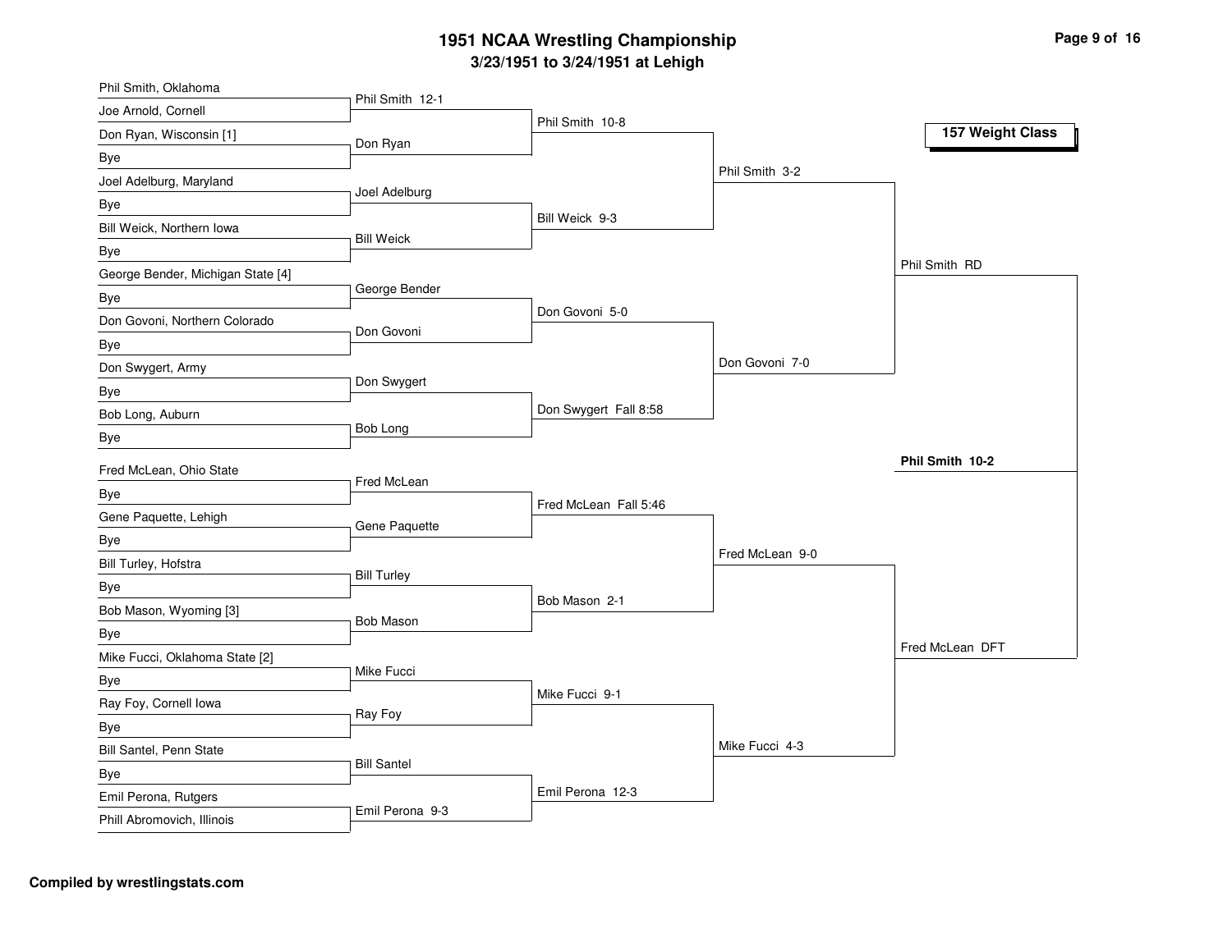# 1951 NCAA Wrestling Championship

## 3/23/1951 to 3/24/1951 at Lehigh

### 157 Weight Class

**First Round / Entrants**

| Wrestler | Opponent | Result |
|---|---|---|
| Phil Smith, Oklahoma | Joe Arnold, Cornell | Phil Smith 12-1 |
| Don Ryan, Wisconsin [1] | Bye | Don Ryan |
| Joel Adelburg, Maryland | Bye | Joel Adelburg |
| Bill Weick, Northern Iowa | Bye | Bill Weick |
| George Bender, Michigan State [4] | Bye | George Bender |
| Don Govoni, Northern Colorado | Bye | Don Govoni |
| Don Swygert, Army | Bye | Don Swygert |
| Bob Long, Auburn | Bye | Bob Long |
| Fred McLean, Ohio State | Bye | Fred McLean |
| Gene Paquette, Lehigh | Bye | Gene Paquette |
| Bill Turley, Hofstra | Bye | Bill Turley |
| Bob Mason, Wyoming [3] | Bye | Bob Mason |
| Mike Fucci, Oklahoma State [2] | Bye | Mike Fucci |
| Ray Foy, Cornell Iowa | Bye | Ray Foy |
| Bill Santel, Penn State | Bye | Bill Santel |
| Emil Perona, Rutgers | Phill Abromovich, Illinois | Emil Perona 9-3 |

**Second Round**

- Phil Smith 10-8
- Bill Weick 9-3
- Don Govoni 5-0
- Don Swygert Fall 8:58
- Fred McLean Fall 5:46
- Bob Mason 2-1
- Mike Fucci 9-1
- Emil Perona 12-3

**Quarterfinals**

- Phil Smith 3-2
- Don Govoni 7-0
- Fred McLean 9-0
- Mike Fucci 4-3

**Semifinals**

- Phil Smith RD
- Fred McLean DFT

**Final**

- **Phil Smith 10-2**

**Compiled by wrestlingstats.com**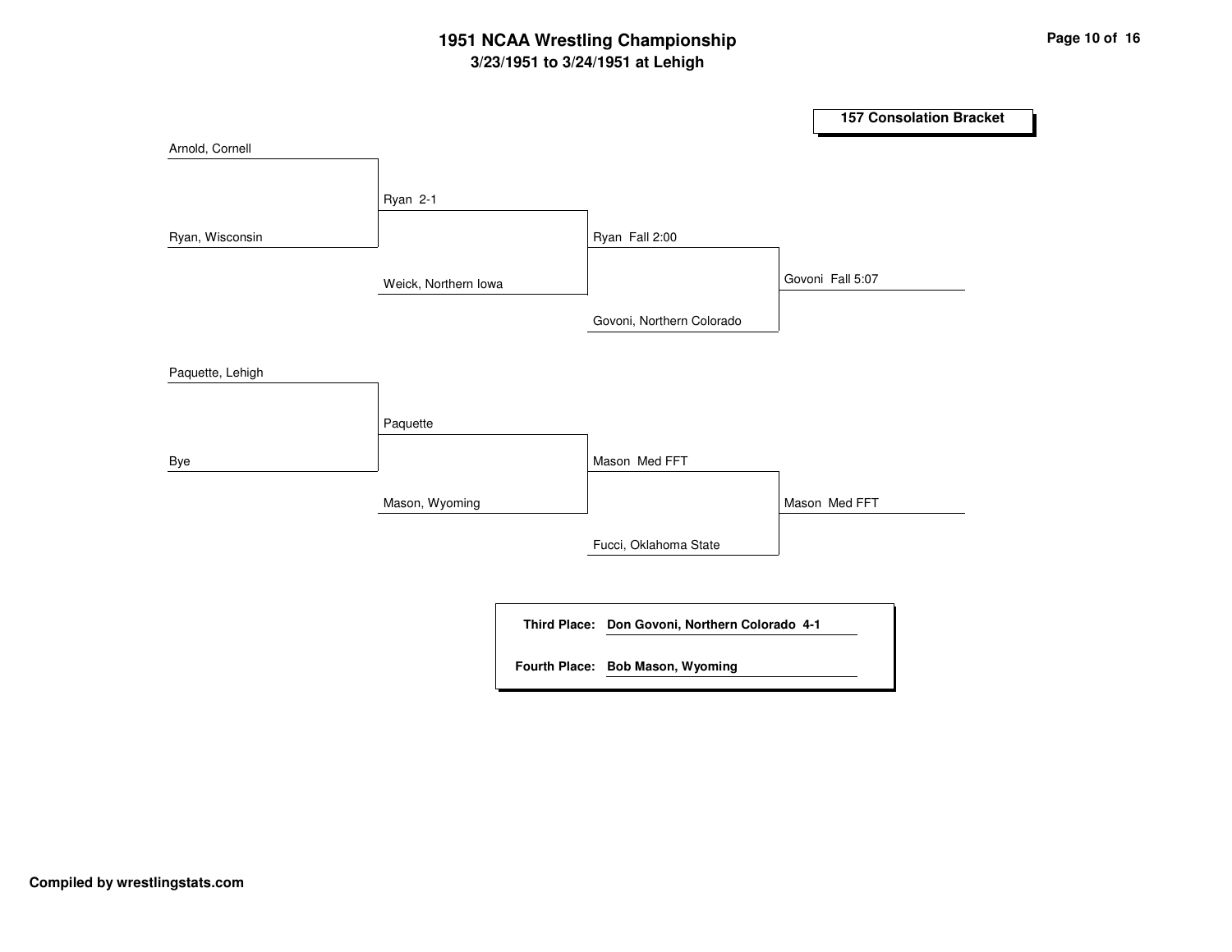# 1951 NCAA Wrestling Championship

### 3/23/1951 to 3/24/1951 at Lehigh

## 157 Consolation Bracket

| Round 1 | Round 2 | Round 3 | Final |
|---|---|---|---|
| Arnold, Cornell | | | |
| Ryan, Wisconsin | Ryan 2-1 | | |
| | Weick, Northern Iowa | Ryan Fall 2:00 | |
| | | Govoni, Northern Colorado | Govoni Fall 5:07 |
| Paquette, Lehigh | | | |
| Bye | Paquette | | |
| | Mason, Wyoming | Mason Med FFT | |
| | | Fucci, Oklahoma State | Mason Med FFT |

**Third Place:** **Don Govoni, Northern Colorado 4-1**

**Fourth Place:** **Bob Mason, Wyoming**

**Compiled by wrestlingstats.com**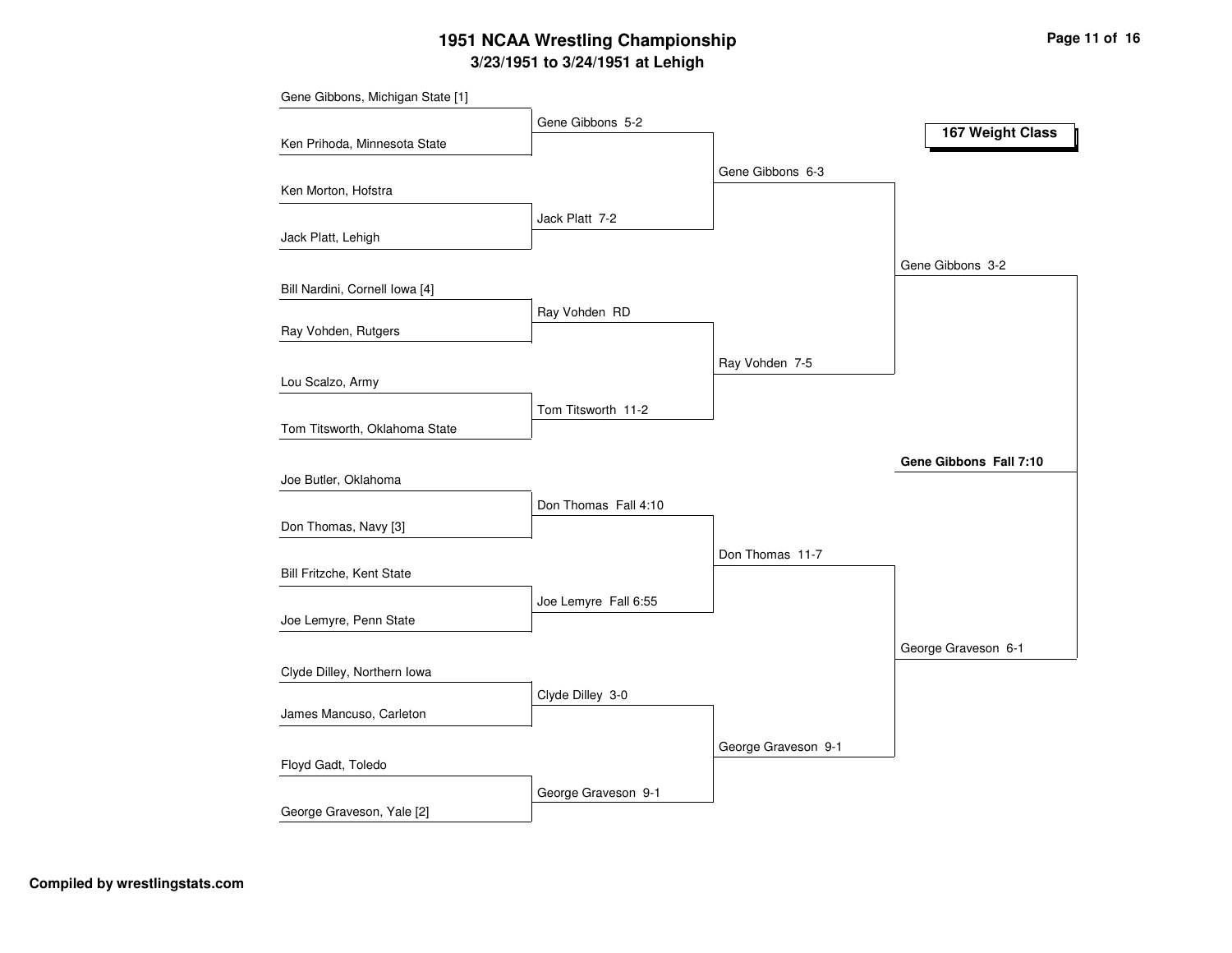# 1951 NCAA Wrestling Championship

## 3/23/1951 to 3/24/1951 at Lehigh

### 167 Weight Class

**First Round**

- Gene Gibbons, Michigan State [1] vs. Ken Prihoda, Minnesota State — Gene Gibbons 5-2
- Ken Morton, Hofstra vs. Jack Platt, Lehigh — Jack Platt 7-2
- Bill Nardini, Cornell Iowa [4] vs. Ray Vohden, Rutgers — Ray Vohden RD
- Lou Scalzo, Army vs. Tom Titsworth, Oklahoma State — Tom Titsworth 11-2
- Joe Butler, Oklahoma vs. Don Thomas, Navy [3] — Don Thomas Fall 4:10
- Bill Fritzche, Kent State vs. Joe Lemyre, Penn State — Joe Lemyre Fall 6:55
- Clyde Dilley, Northern Iowa vs. James Mancuso, Carleton — Clyde Dilley 3-0
- Floyd Gadt, Toledo vs. George Graveson, Yale [2] — George Graveson 9-1

**Quarterfinals**

- Gene Gibbons 6-3
- Ray Vohden 7-5
- Don Thomas 11-7
- George Graveson 9-1

**Semifinals**

- Gene Gibbons 3-2
- George Graveson 6-1

**Final**

- **Gene Gibbons Fall 7:10**

**Compiled by wrestlingstats.com**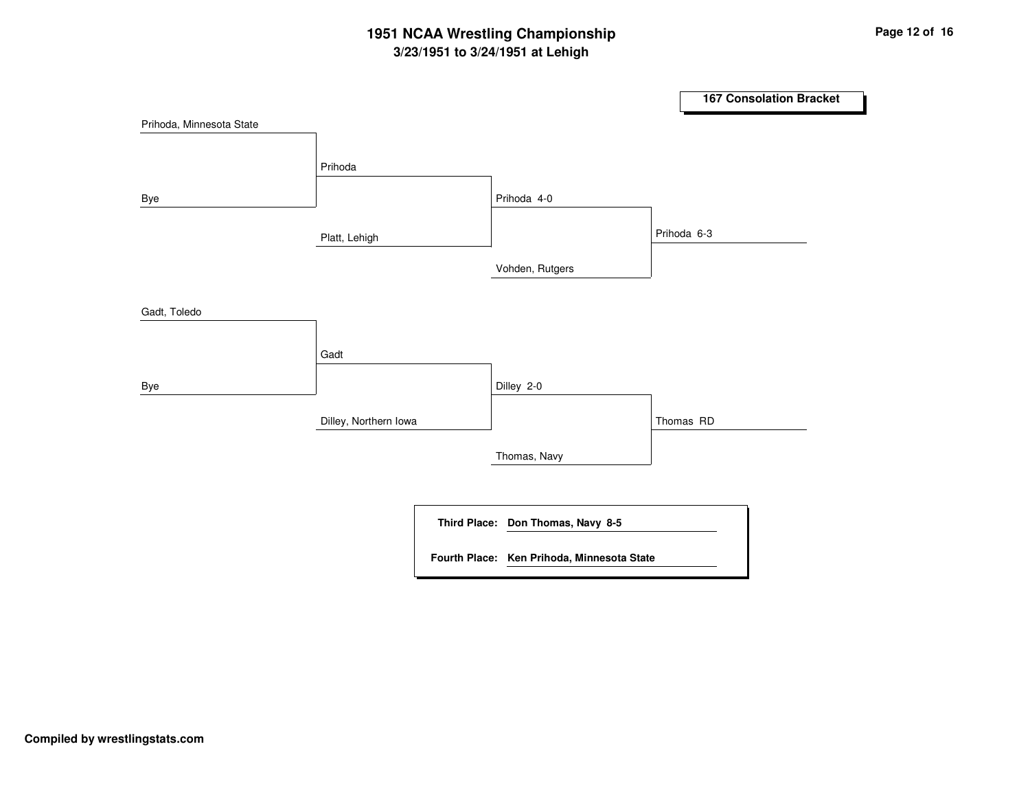# 1951 NCAA Wrestling Championship
## 3/23/1951 to 3/24/1951 at Lehigh

### 167 Consolation Bracket

**Round 1**
- Prihoda, Minnesota State vs. Bye → Prihoda
- Gadt, Toledo vs. Bye → Gadt

**Round 2**
- Prihoda vs. Platt, Lehigh → Prihoda 4-0
- Gadt vs. Dilley, Northern Iowa → Dilley 2-0

**Round 3**
- Prihoda vs. Vohden, Rutgers → Prihoda 6-3
- Dilley vs. Thomas, Navy → Thomas RD

**Third Place:** Don Thomas, Navy 8-5

**Fourth Place:** Ken Prihoda, Minnesota State

**Compiled by wrestlingstats.com**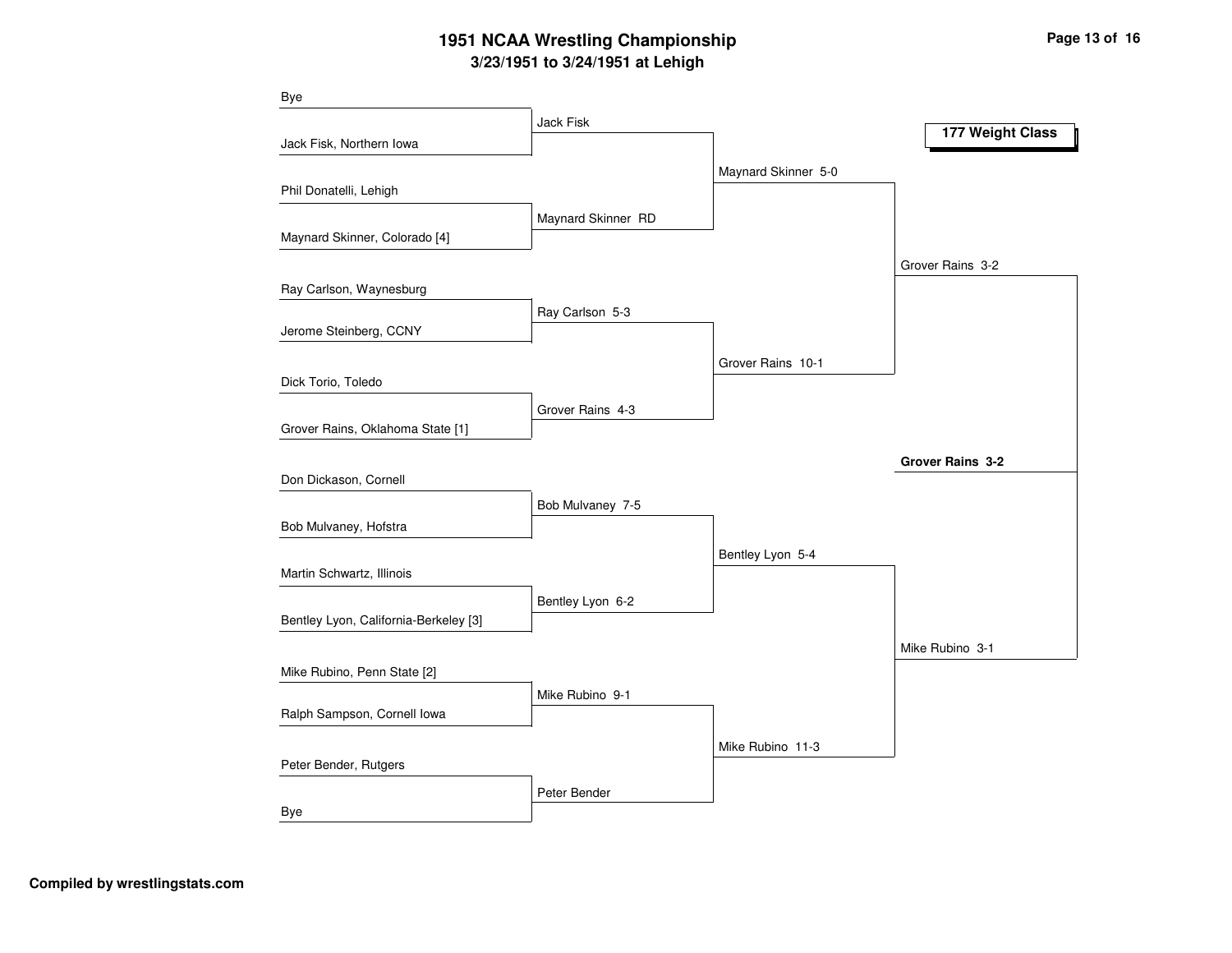# 1951 NCAA Wrestling Championship

## 3/23/1951 to 3/24/1951 at Lehigh

### 177 Weight Class

| First Round | Quarterfinals | Semifinals | Finals | Champion |
|---|---|---|---|---|
| Bye | | | | |
| Jack Fisk, Northern Iowa | Jack Fisk | | | |
| Phil Donatelli, Lehigh | | Maynard Skinner 5-0 | | |
| Maynard Skinner, Colorado [4] | Maynard Skinner RD | | | |
| Ray Carlson, Waynesburg | | | Grover Rains 3-2 | |
| Jerome Steinberg, CCNY | Ray Carlson 5-3 | | | |
| Dick Torio, Toledo | | Grover Rains 10-1 | | |
| Grover Rains, Oklahoma State [1] | Grover Rains 4-3 | | | |
| Don Dickason, Cornell | | | | **Grover Rains 3-2** |
| Bob Mulvaney, Hofstra | Bob Mulvaney 7-5 | | | |
| Martin Schwartz, Illinois | | Bentley Lyon 5-4 | | |
| Bentley Lyon, California-Berkeley [3] | Bentley Lyon 6-2 | | | |
| Mike Rubino, Penn State [2] | | | Mike Rubino 3-1 | |
| Ralph Sampson, Cornell Iowa | Mike Rubino 9-1 | | | |
| Peter Bender, Rutgers | | Mike Rubino 11-3 | | |
| Bye | Peter Bender | | | |

**Compiled by wrestlingstats.com**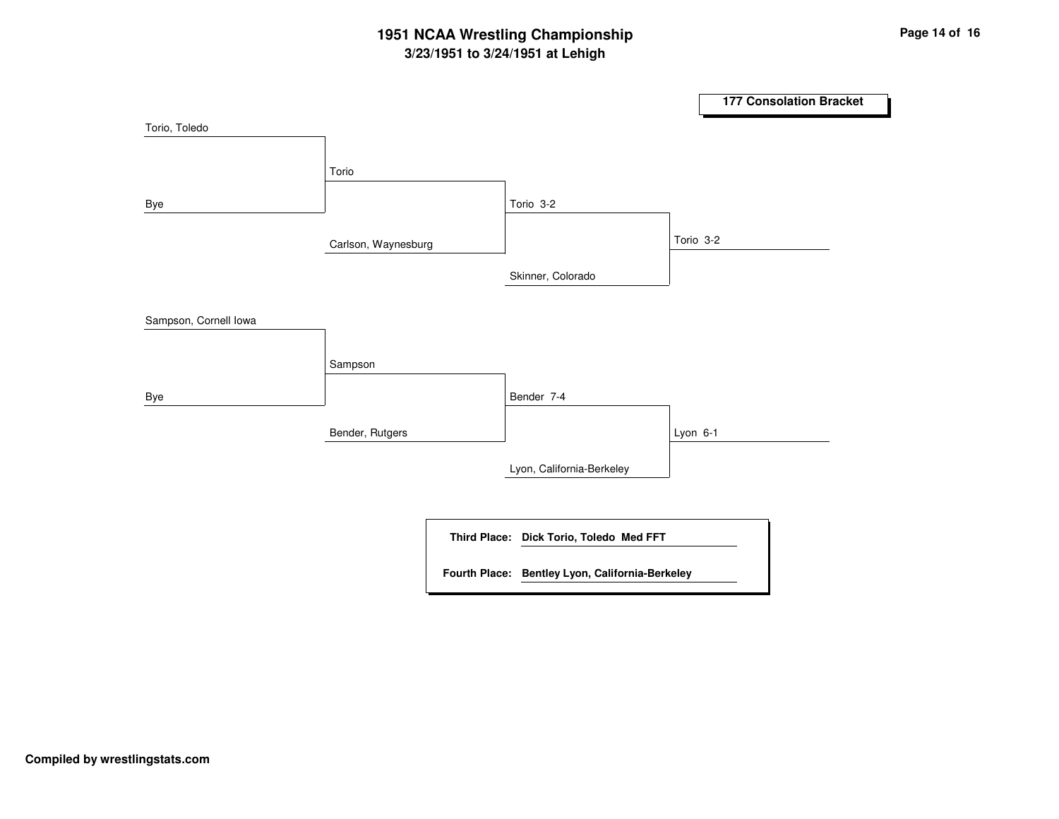# 1951 NCAA Wrestling Championship

## 3/23/1951 to 3/24/1951 at Lehigh

### 177 Consolation Bracket

**Round 1**

- Torio, Toledo vs. Bye → Torio
- Sampson, Cornell Iowa vs. Bye → Sampson

**Round 2**

- Torio vs. Carlson, Waynesburg → Torio 3-2
- Sampson vs. Bender, Rutgers → Bender 7-4

**Round 3**

- Torio vs. Skinner, Colorado → Torio 3-2
- Bender vs. Lyon, California-Berkeley → Lyon 6-1

**Placement**

- **Third Place:** **Dick Torio, Toledo Med FFT**
- **Fourth Place:** **Bentley Lyon, California-Berkeley**

**Compiled by wrestlingstats.com**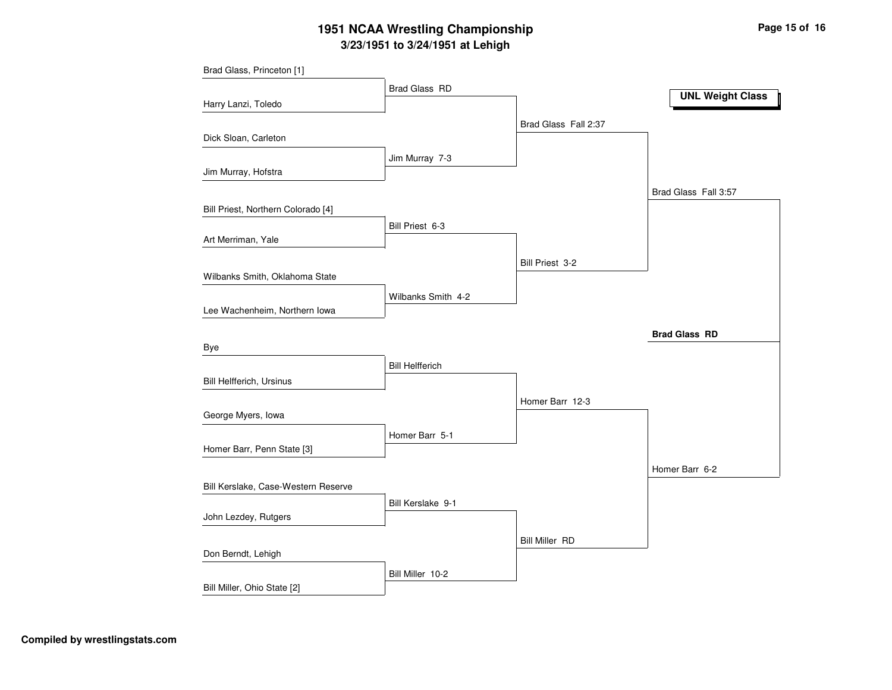# 1951 NCAA Wrestling Championship

## 3/23/1951 to 3/24/1951 at Lehigh

**UNL Weight Class**

### First Round

- Brad Glass, Princeton [1] vs. Harry Lanzi, Toledo — Brad Glass RD
- Dick Sloan, Carleton vs. Jim Murray, Hofstra — Jim Murray 7-3
- Bill Priest, Northern Colorado [4] vs. Art Merriman, Yale — Bill Priest 6-3
- Wilbanks Smith, Oklahoma State vs. Lee Wachenheim, Northern Iowa — Wilbanks Smith 4-2
- Bye vs. Bill Helfferich, Ursinus — Bill Helfferich
- George Myers, Iowa vs. Homer Barr, Penn State [3] — Homer Barr 5-1
- Bill Kerslake, Case-Western Reserve vs. John Lezdey, Rutgers — Bill Kerslake 9-1
- Don Berndt, Lehigh vs. Bill Miller, Ohio State [2] — Bill Miller 10-2

### Quarterfinals

- Brad Glass Fall 2:37
- Bill Priest 3-2
- Homer Barr 12-3
- Bill Miller RD

### Semifinals

- Brad Glass Fall 3:57
- Homer Barr 6-2

### Final

**Brad Glass RD**

**Compiled by wrestlingstats.com**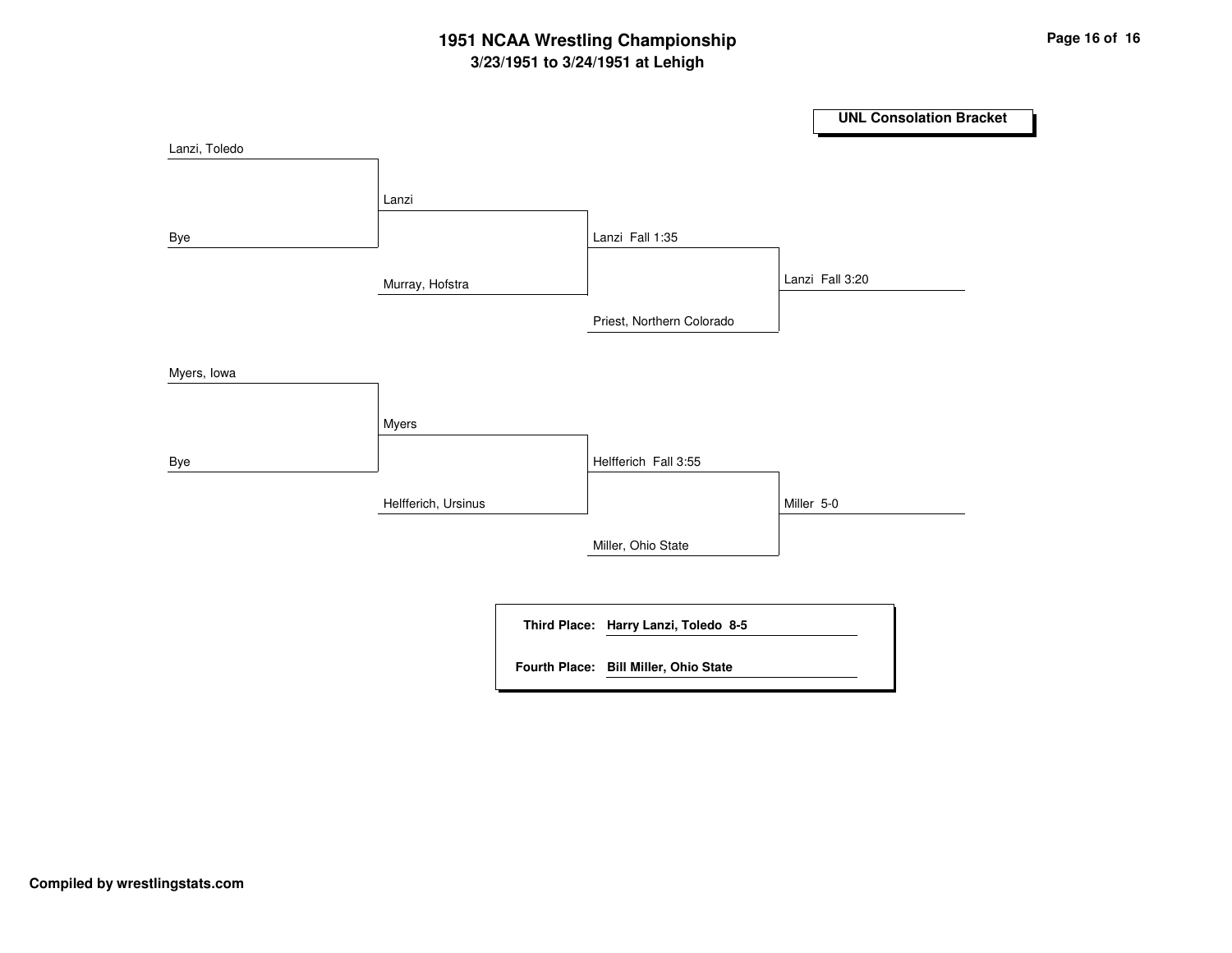# 1951 NCAA Wrestling Championship

**3/23/1951 to 3/24/1951 at Lehigh**

**UNL Consolation Bracket**

Lanzi, Toledo

Bye

Lanzi

Murray, Hofstra

Lanzi Fall 1:35

Priest, Northern Colorado

Lanzi Fall 3:20

Myers, Iowa

Bye

Myers

Helfferich, Ursinus

Helfferich Fall 3:55

Miller, Ohio State

Miller 5-0

**Third Place:** **Harry Lanzi, Toledo 8-5**

**Fourth Place:** **Bill Miller, Ohio State**

**Compiled by wrestlingstats.com**